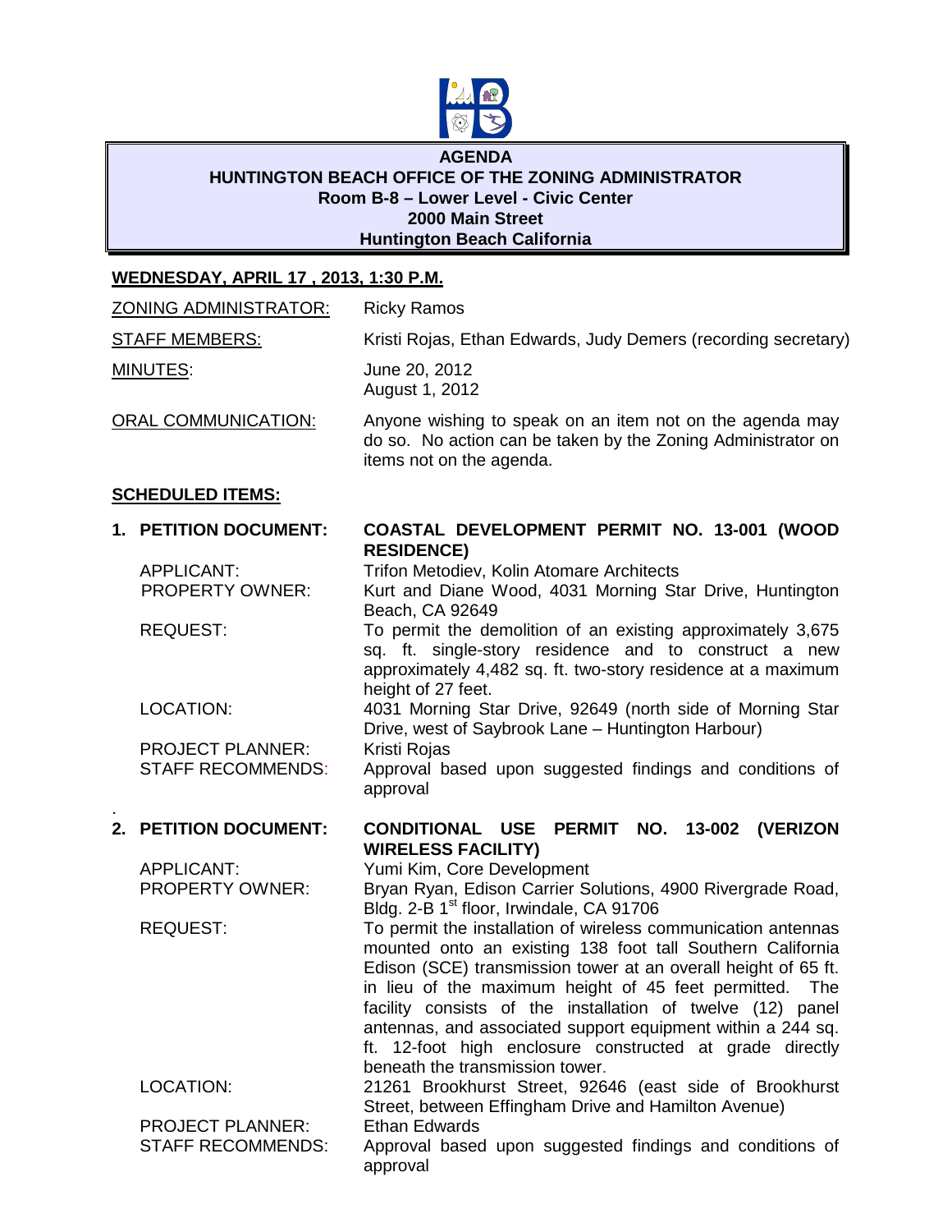# AGENDA
## HUNTINGTON BEACH OFFICE OF THE ZONING ADMINISTRATOR
**Room B-8 – Lower Level - Civic Center**
**2000 Main Street**
**Huntington Beach California**

**WEDNESDAY, APRIL 17 , 2013, 1:30 P.M.**

ZONING ADMINISTRATOR: Ricky Ramos

STAFF MEMBERS: Kristi Rojas, Ethan Edwards, Judy Demers (recording secretary)

MINUTES: June 20, 2012
August 1, 2012

ORAL COMMUNICATION: Anyone wishing to speak on an item not on the agenda may do so. No action can be taken by the Zoning Administrator on items not on the agenda.

**SCHEDULED ITEMS:**

**1. PETITION DOCUMENT: COASTAL DEVELOPMENT PERMIT NO. 13-001 (WOOD RESIDENCE)**

APPLICANT: Trifon Metodiev, Kolin Atomare Architects

PROPERTY OWNER: Kurt and Diane Wood, 4031 Morning Star Drive, Huntington Beach, CA 92649

REQUEST: To permit the demolition of an existing approximately 3,675 sq. ft. single-story residence and to construct a new approximately 4,482 sq. ft. two-story residence at a maximum height of 27 feet.

LOCATION: 4031 Morning Star Drive, 92649 (north side of Morning Star Drive, west of Saybrook Lane – Huntington Harbour)

PROJECT PLANNER: Kristi Rojas

STAFF RECOMMENDS: Approval based upon suggested findings and conditions of approval

**2. PETITION DOCUMENT: CONDITIONAL USE PERMIT NO. 13-002 (VERIZON WIRELESS FACILITY)**

APPLICANT: Yumi Kim, Core Development

PROPERTY OWNER: Bryan Ryan, Edison Carrier Solutions, 4900 Rivergrade Road, Bldg. 2-B 1st floor, Irwindale, CA 91706

REQUEST: To permit the installation of wireless communication antennas mounted onto an existing 138 foot tall Southern California Edison (SCE) transmission tower at an overall height of 65 ft. in lieu of the maximum height of 45 feet permitted. The facility consists of the installation of twelve (12) panel antennas, and associated support equipment within a 244 sq. ft. 12-foot high enclosure constructed at grade directly beneath the transmission tower.

LOCATION: 21261 Brookhurst Street, 92646 (east side of Brookhurst Street, between Effingham Drive and Hamilton Avenue)

PROJECT PLANNER: Ethan Edwards

STAFF RECOMMENDS: Approval based upon suggested findings and conditions of approval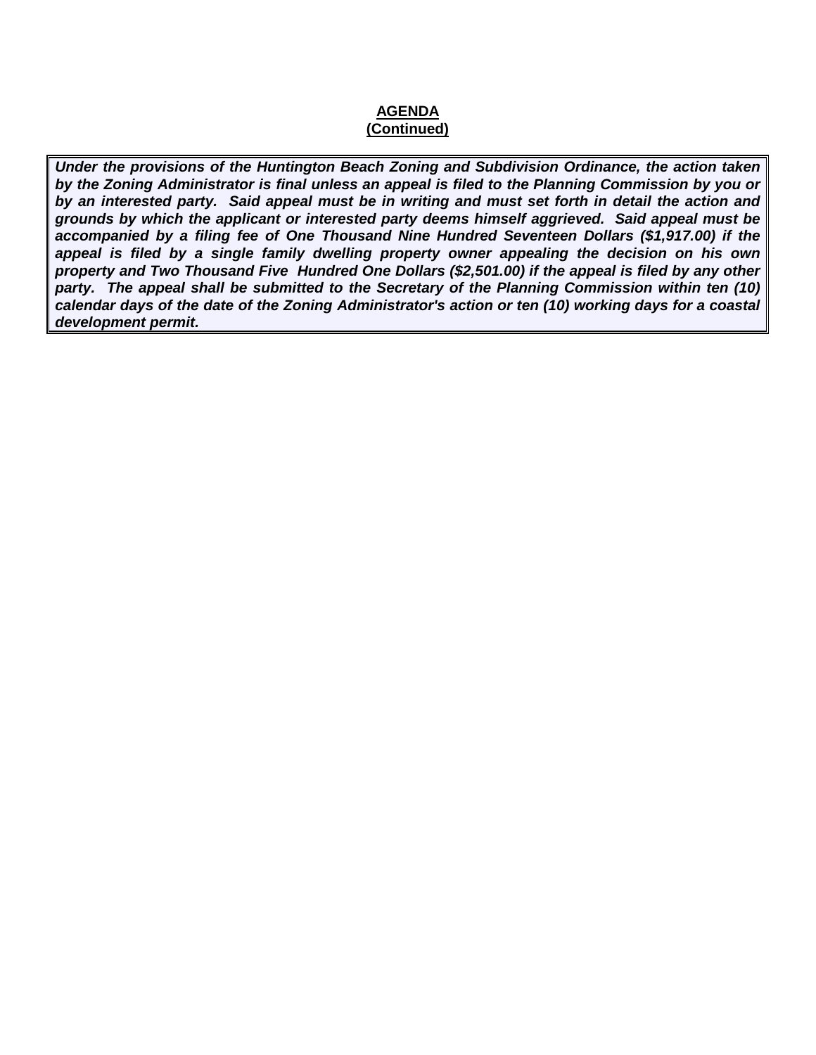**AGENDA**
**(Continued)**

***Under the provisions of the Huntington Beach Zoning and Subdivision Ordinance, the action taken by the Zoning Administrator is final unless an appeal is filed to the Planning Commission by you or by an interested party. Said appeal must be in writing and must set forth in detail the action and grounds by which the applicant or interested party deems himself aggrieved. Said appeal must be accompanied by a filing fee of One Thousand Nine Hundred Seventeen Dollars ($1,917.00) if the appeal is filed by a single family dwelling property owner appealing the decision on his own property and Two Thousand Five Hundred One Dollars ($2,501.00) if the appeal is filed by any other party. The appeal shall be submitted to the Secretary of the Planning Commission within ten (10) calendar days of the date of the Zoning Administrator's action or ten (10) working days for a coastal development permit.***